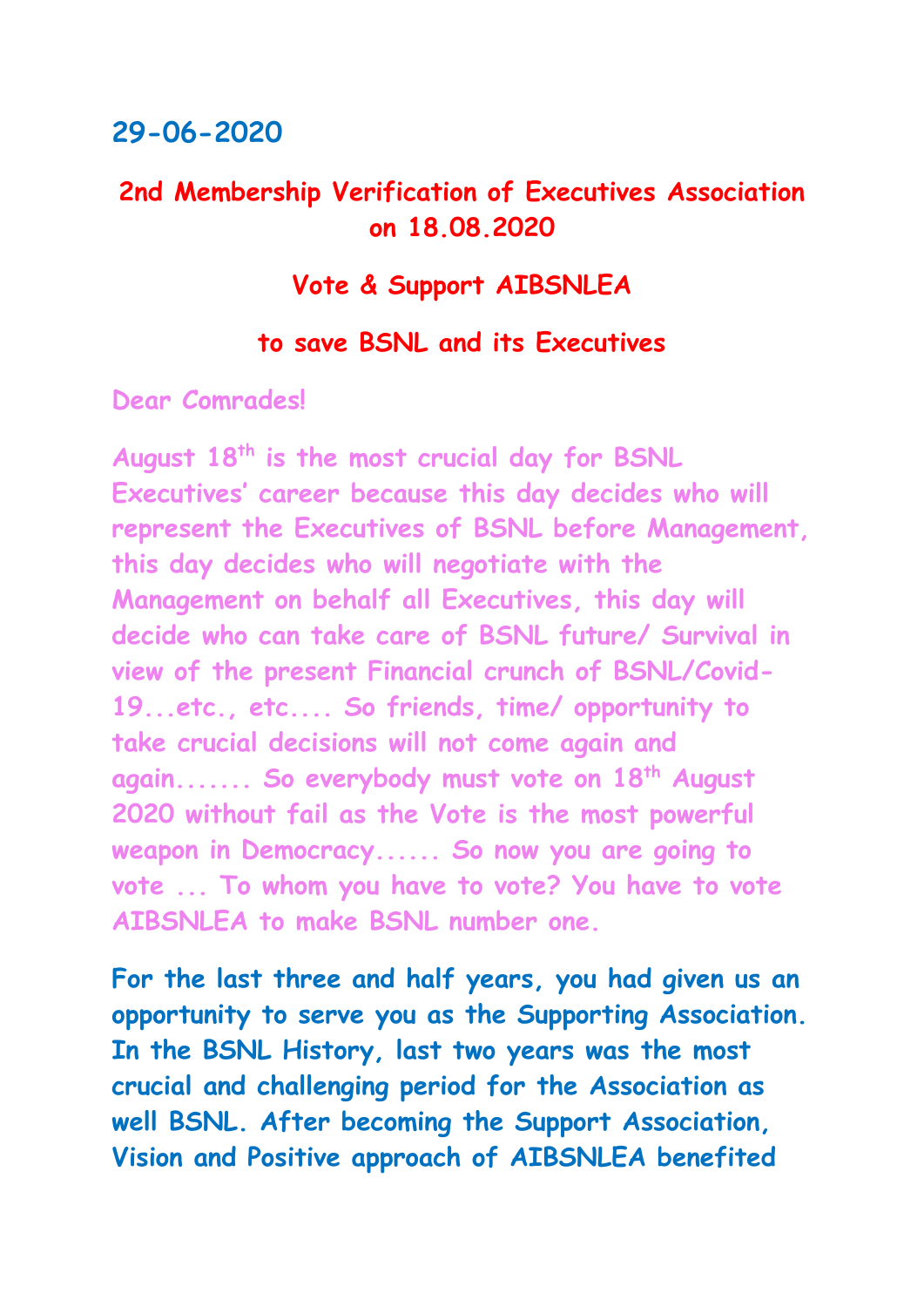**29-06-2020**

## 2nd Membership Verification of Executives Association on 18.08.2020

### Vote & Support AIBSNLEA

### to save BSNL and its Executives

**Dear Comrades!**

**August 18th is the most crucial day for BSNL Executives' career because this day decides who will represent the Executives of BSNL before Management, this day decides who will negotiate with the Management on behalf all Executives, this day will decide who can take care of BSNL future/ Survival in view of the present Financial crunch of BSNL/Covid-19...etc., etc.... So friends, time/ opportunity to take crucial decisions will not come again and again....... So everybody must vote on 18th August 2020 without fail as the Vote is the most powerful weapon in Democracy...... So now you are going to vote ... To whom you have to vote? You have to vote AIBSNLEA to make BSNL number one.**

**For the last three and half years, you had given us an opportunity to serve you as the Supporting Association. In the BSNL History, last two years was the most crucial and challenging period for the Association as well BSNL. After becoming the Support Association, Vision and Positive approach of AIBSNLEA benefited**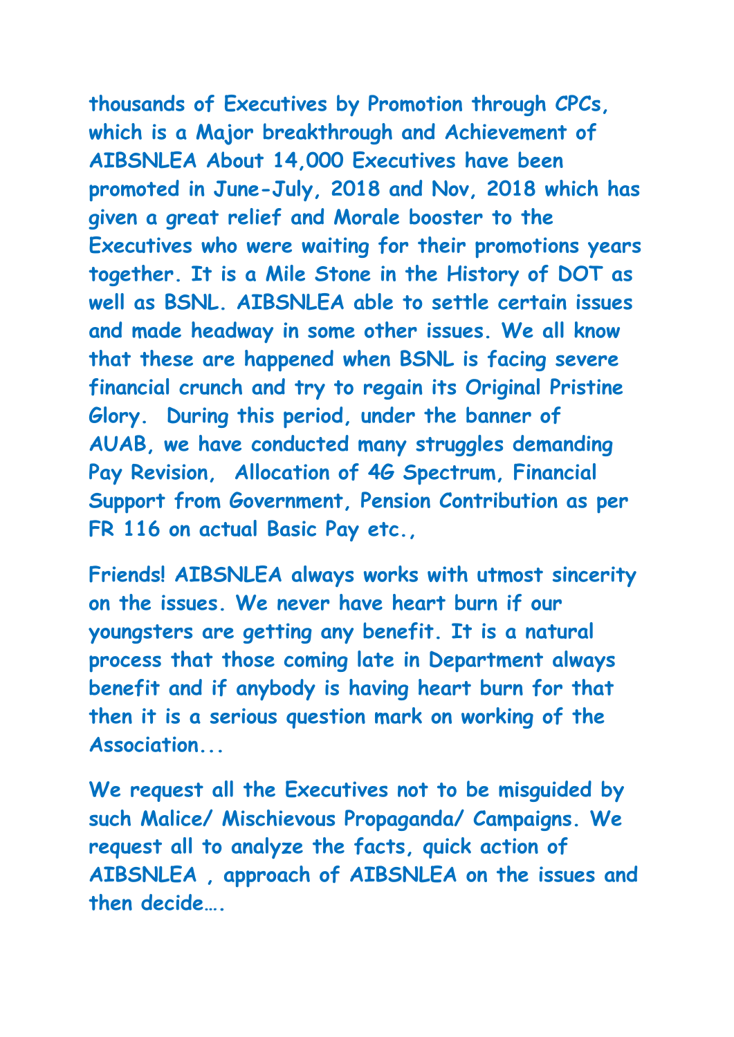**thousands of Executives by Promotion through CPCs, which is a Major breakthrough and Achievement of AIBSNLEA About 14,000 Executives have been promoted in June-July, 2018 and Nov, 2018 which has given a great relief and Morale booster to the Executives who were waiting for their promotions years together. It is a Mile Stone in the History of DOT as well as BSNL. AIBSNLEA able to settle certain issues and made headway in some other issues. We all know that these are happened when BSNL is facing severe financial crunch and try to regain its Original Pristine Glory.  During this period, under the banner of AUAB, we have conducted many struggles demanding Pay Revision,  Allocation of 4G Spectrum, Financial Support from Government, Pension Contribution as per FR 116 on actual Basic Pay etc.,**

**Friends! AIBSNLEA always works with utmost sincerity on the issues. We never have heart burn if our youngsters are getting any benefit. It is a natural process that those coming late in Department always benefit and if anybody is having heart burn for that then it is a serious question mark on working of the Association...**

**We request all the Executives not to be misguided by such Malice/ Mischievous Propaganda/ Campaigns. We request all to analyze the facts, quick action of AIBSNLEA , approach of AIBSNLEA on the issues and then decide….**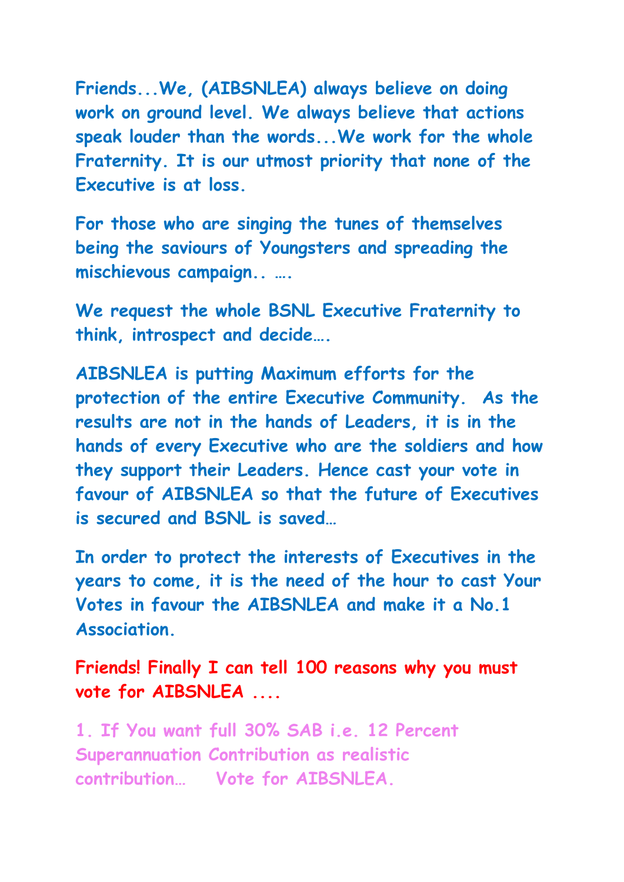**Friends...We, (AIBSNLEA) always believe on doing work on ground level. We always believe that actions speak louder than the words...We work for the whole Fraternity. It is our utmost priority that none of the Executive is at loss.**

**For those who are singing the tunes of themselves being the saviours of Youngsters and spreading the mischievous campaign.. ….**

**We request the whole BSNL Executive Fraternity to think, introspect and decide….**

**AIBSNLEA is putting Maximum efforts for the protection of the entire Executive Community. As the results are not in the hands of Leaders, it is in the hands of every Executive who are the soldiers and how they support their Leaders. Hence cast your vote in favour of AIBSNLEA so that the future of Executives is secured and BSNL is saved…**

**In order to protect the interests of Executives in the years to come, it is the need of the hour to cast Your Votes in favour the AIBSNLEA and make it a No.1 Association.**

**Friends! Finally I can tell 100 reasons why you must vote for AIBSNLEA ....**

**1. If You want full 30% SAB i.e. 12 Percent Superannuation Contribution as realistic contribution… Vote for AIBSNLEA.**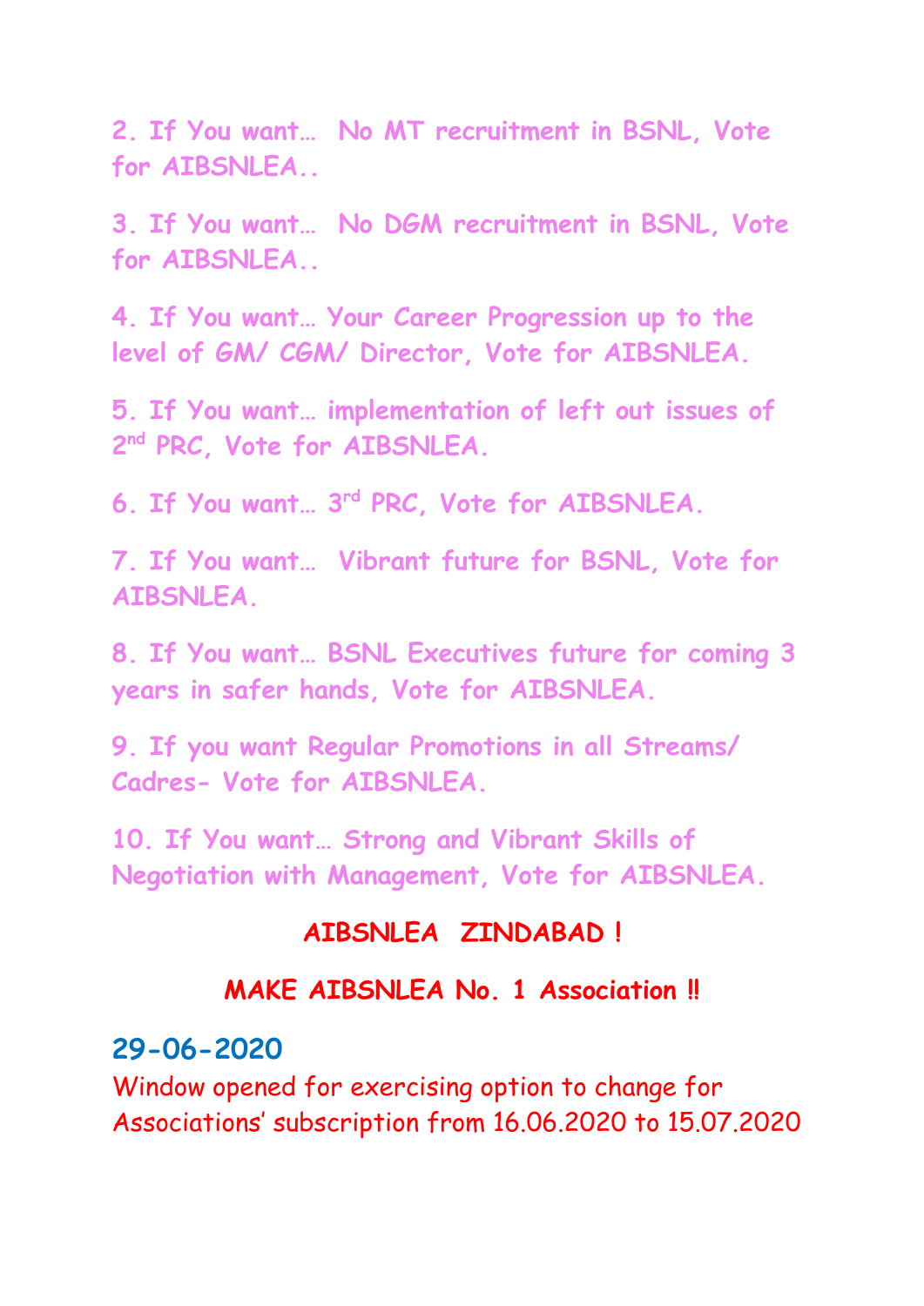2. If You want… No MT recruitment in BSNL, Vote for AIBSNLEA..

3. If You want… No DGM recruitment in BSNL, Vote for AIBSNLEA..

4. If You want… Your Career Progression up to the level of GM/ CGM/ Director, Vote for AIBSNLEA.

5. If You want… implementation of left out issues of 2nd PRC, Vote for AIBSNLEA.

6. If You want… 3rd PRC, Vote for AIBSNLEA.

7. If You want… Vibrant future for BSNL, Vote for AIBSNLEA.

8. If You want… BSNL Executives future for coming 3 years in safer hands, Vote for AIBSNLEA.

9. If you want Regular Promotions in all Streams/ Cadres- Vote for AIBSNLEA.

10. If You want… Strong and Vibrant Skills of Negotiation with Management, Vote for AIBSNLEA.

**AIBSNLEA ZINDABAD !**

**MAKE AIBSNLEA No. 1 Association !!**

## 29-06-2020

Window opened for exercising option to change for Associations' subscription from 16.06.2020 to 15.07.2020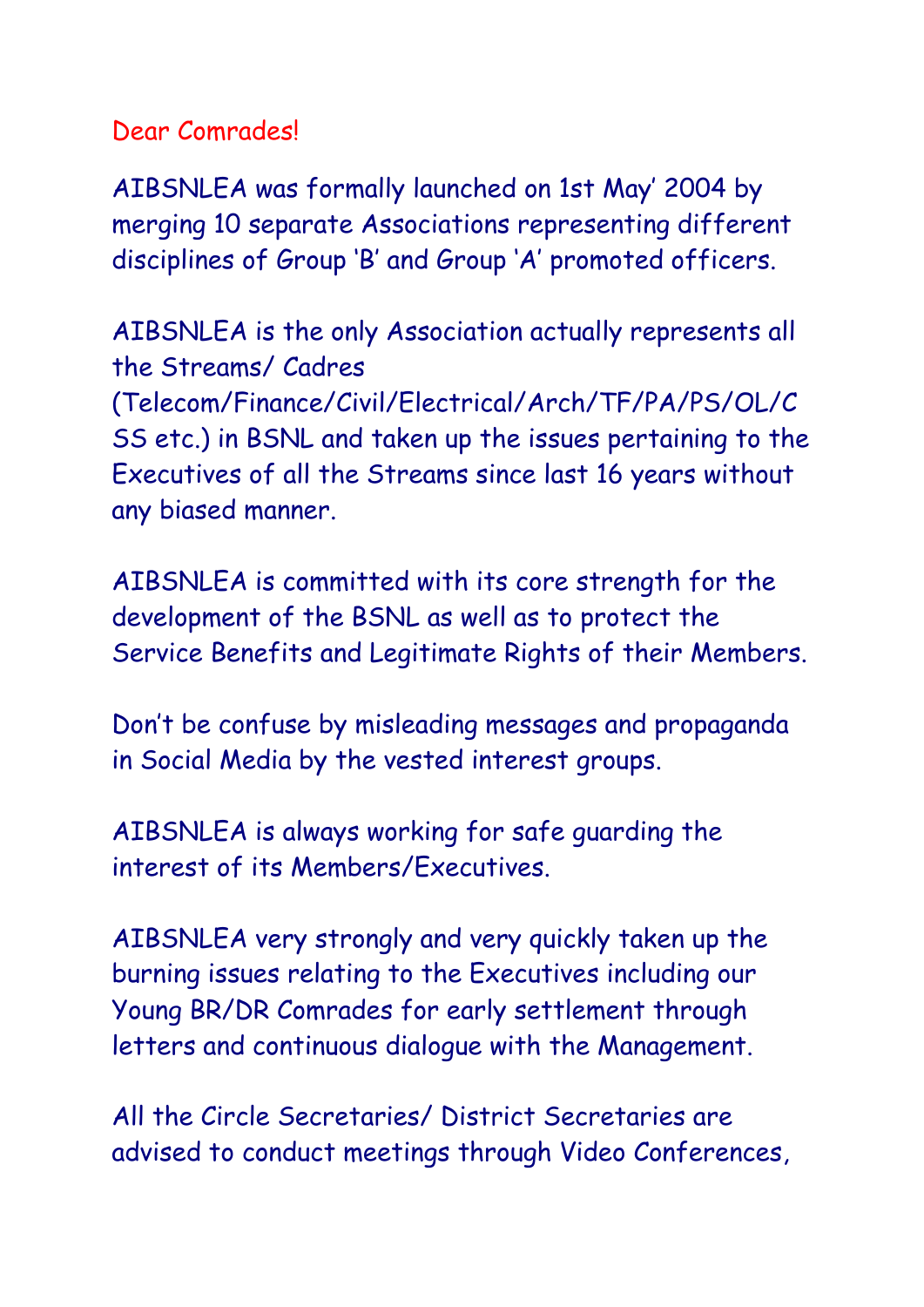Dear Comrades!

AIBSNLEA was formally launched on 1st May' 2004 by merging 10 separate Associations representing different disciplines of Group 'B' and Group 'A' promoted officers.

AIBSNLEA is the only Association actually represents all the Streams/ Cadres (Telecom/Finance/Civil/Electrical/Arch/TF/PA/PS/OL/CSS etc.) in BSNL and taken up the issues pertaining to the Executives of all the Streams since last 16 years without any biased manner.

AIBSNLEA is committed with its core strength for the development of the BSNL as well as to protect the Service Benefits and Legitimate Rights of their Members.

Don't be confuse by misleading messages and propaganda in Social Media by the vested interest groups.

AIBSNLEA is always working for safe guarding the interest of its Members/Executives.

AIBSNLEA very strongly and very quickly taken up the burning issues relating to the Executives including our Young BR/DR Comrades for early settlement through letters and continuous dialogue with the Management.

All the Circle Secretaries/ District Secretaries are advised to conduct meetings through Video Conferences,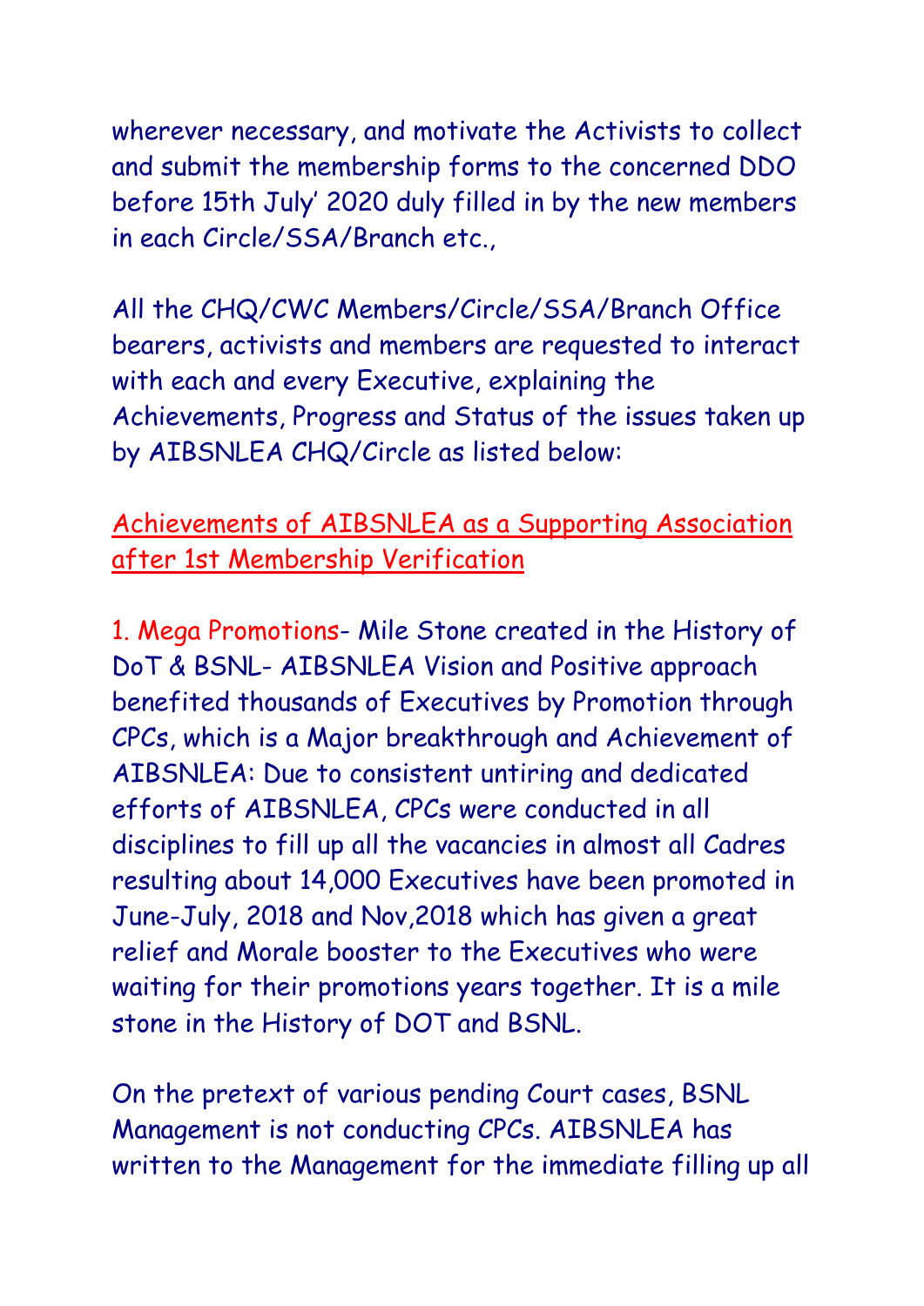wherever necessary, and motivate the Activists to collect and submit the membership forms to the concerned DDO before 15th July' 2020 duly filled in by the new members in each Circle/SSA/Branch etc.,

All the CHQ/CWC Members/Circle/SSA/Branch Office bearers, activists and members are requested to interact with each and every Executive, explaining the Achievements, Progress and Status of the issues taken up by AIBSNLEA CHQ/Circle as listed below:

## Achievements of AIBSNLEA as a Supporting Association after 1st Membership Verification

1. Mega Promotions- Mile Stone created in the History of DoT & BSNL- AIBSNLEA Vision and Positive approach benefited thousands of Executives by Promotion through CPCs, which is a Major breakthrough and Achievement of AIBSNLEA: Due to consistent untiring and dedicated efforts of AIBSNLEA, CPCs were conducted in all disciplines to fill up all the vacancies in almost all Cadres resulting about 14,000 Executives have been promoted in June-July, 2018 and Nov,2018 which has given a great relief and Morale booster to the Executives who were waiting for their promotions years together. It is a mile stone in the History of DOT and BSNL.

On the pretext of various pending Court cases, BSNL Management is not conducting CPCs. AIBSNLEA has written to the Management for the immediate filling up all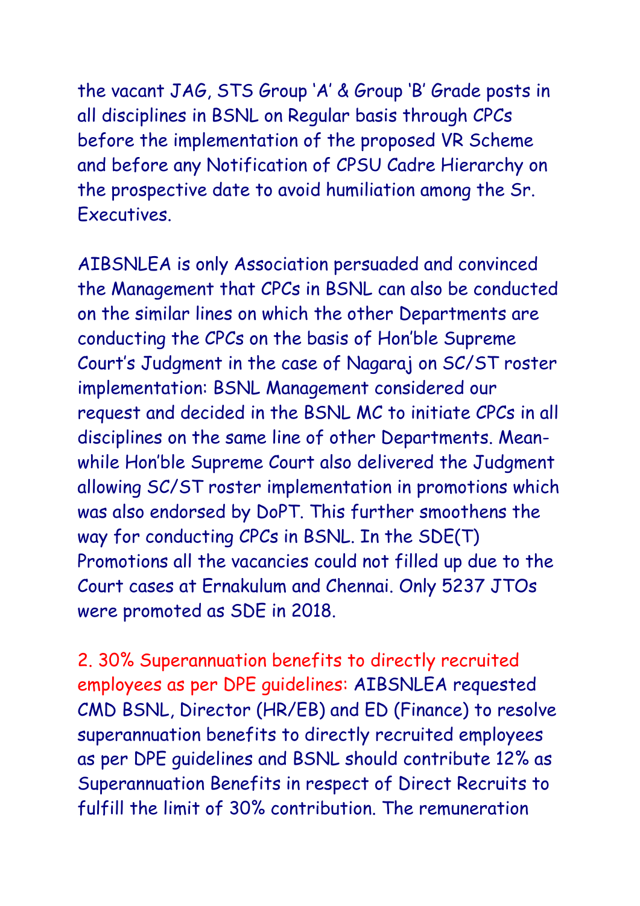the vacant JAG, STS Group 'A' & Group 'B' Grade posts in all disciplines in BSNL on Regular basis through CPCs before the implementation of the proposed VR Scheme and before any Notification of CPSU Cadre Hierarchy on the prospective date to avoid humiliation among the Sr. Executives.

AIBSNLEA is only Association persuaded and convinced the Management that CPCs in BSNL can also be conducted on the similar lines on which the other Departments are conducting the CPCs on the basis of Hon'ble Supreme Court's Judgment in the case of Nagaraj on SC/ST roster implementation: BSNL Management considered our request and decided in the BSNL MC to initiate CPCs in all disciplines on the same line of other Departments. Meanwhile Hon'ble Supreme Court also delivered the Judgment allowing SC/ST roster implementation in promotions which was also endorsed by DoPT. This further smoothens the way for conducting CPCs in BSNL. In the SDE(T) Promotions all the vacancies could not filled up due to the Court cases at Ernakulum and Chennai. Only 5237 JTOs were promoted as SDE in 2018.

**2. 30% Superannuation benefits to directly recruited employees as per DPE guidelines:** AIBSNLEA requested CMD BSNL, Director (HR/EB) and ED (Finance) to resolve superannuation benefits to directly recruited employees as per DPE guidelines and BSNL should contribute 12% as Superannuation Benefits in respect of Direct Recruits to fulfill the limit of 30% contribution. The remuneration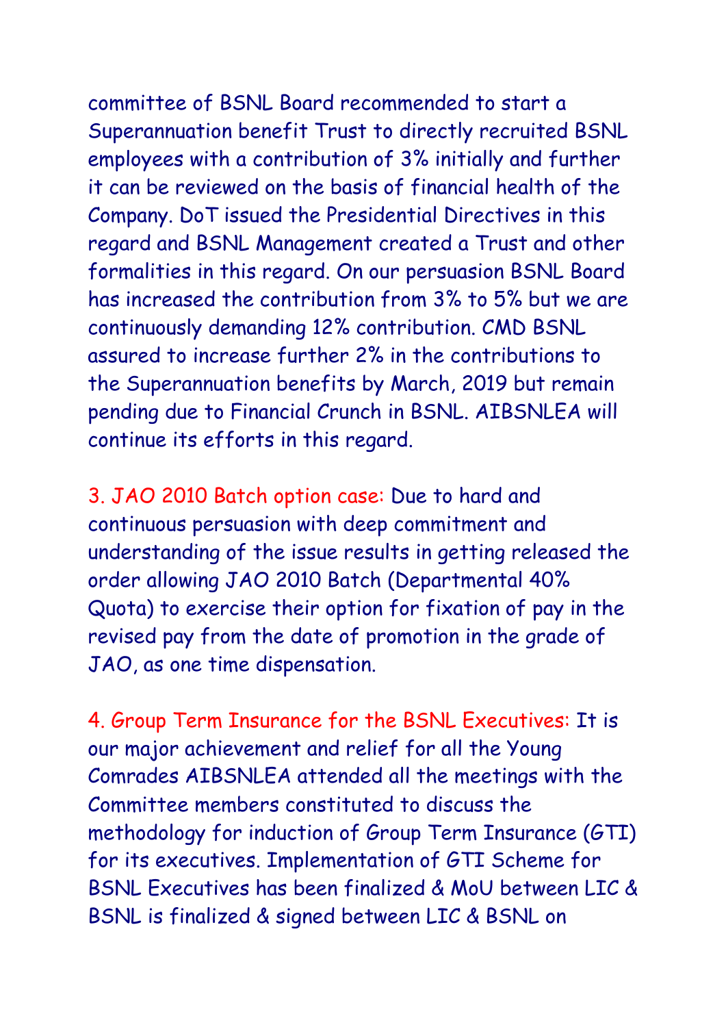committee of BSNL Board recommended to start a Superannuation benefit Trust to directly recruited BSNL employees with a contribution of 3% initially and further it can be reviewed on the basis of financial health of the Company. DoT issued the Presidential Directives in this regard and BSNL Management created a Trust and other formalities in this regard. On our persuasion BSNL Board has increased the contribution from 3% to 5% but we are continuously demanding 12% contribution. CMD BSNL assured to increase further 2% in the contributions to the Superannuation benefits by March, 2019 but remain pending due to Financial Crunch in BSNL. AIBSNLEA will continue its efforts in this regard.

3. JAO 2010 Batch option case: Due to hard and continuous persuasion with deep commitment and understanding of the issue results in getting released the order allowing JAO 2010 Batch (Departmental 40% Quota) to exercise their option for fixation of pay in the revised pay from the date of promotion in the grade of JAO, as one time dispensation.

4. Group Term Insurance for the BSNL Executives: It is our major achievement and relief for all the Young Comrades AIBSNLEA attended all the meetings with the Committee members constituted to discuss the methodology for induction of Group Term Insurance (GTI) for its executives. Implementation of GTI Scheme for BSNL Executives has been finalized & MoU between LIC & BSNL is finalized & signed between LIC & BSNL on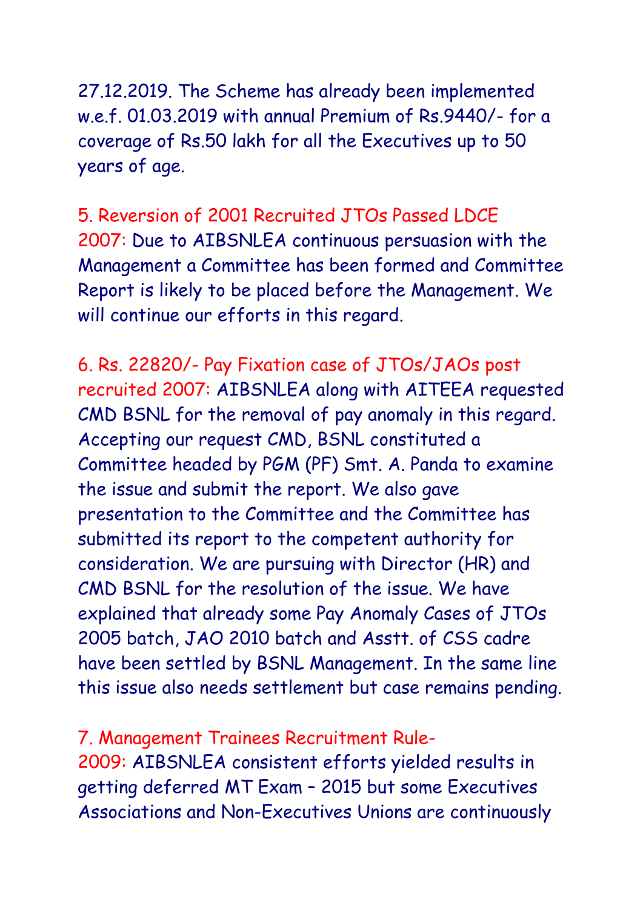27.12.2019. The Scheme has already been implemented w.e.f. 01.03.2019 with annual Premium of Rs.9440/- for a coverage of Rs.50 lakh for all the Executives up to 50 years of age.

**5. Reversion of 2001 Recruited JTOs Passed LDCE 2007:** Due to AIBSNLEA continuous persuasion with the Management a Committee has been formed and Committee Report is likely to be placed before the Management. We will continue our efforts in this regard.

**6. Rs. 22820/- Pay Fixation case of JTOs/JAOs post recruited 2007:** AIBSNLEA along with AITEEA requested CMD BSNL for the removal of pay anomaly in this regard. Accepting our request CMD, BSNL constituted a Committee headed by PGM (PF) Smt. A. Panda to examine the issue and submit the report. We also gave presentation to the Committee and the Committee has submitted its report to the competent authority for consideration. We are pursuing with Director (HR) and CMD BSNL for the resolution of the issue. We have explained that already some Pay Anomaly Cases of JTOs 2005 batch, JAO 2010 batch and Asstt. of CSS cadre have been settled by BSNL Management. In the same line this issue also needs settlement but case remains pending.

**7. Management Trainees Recruitment Rule-2009:** AIBSNLEA consistent efforts yielded results in getting deferred MT Exam – 2015 but some Executives Associations and Non-Executives Unions are continuously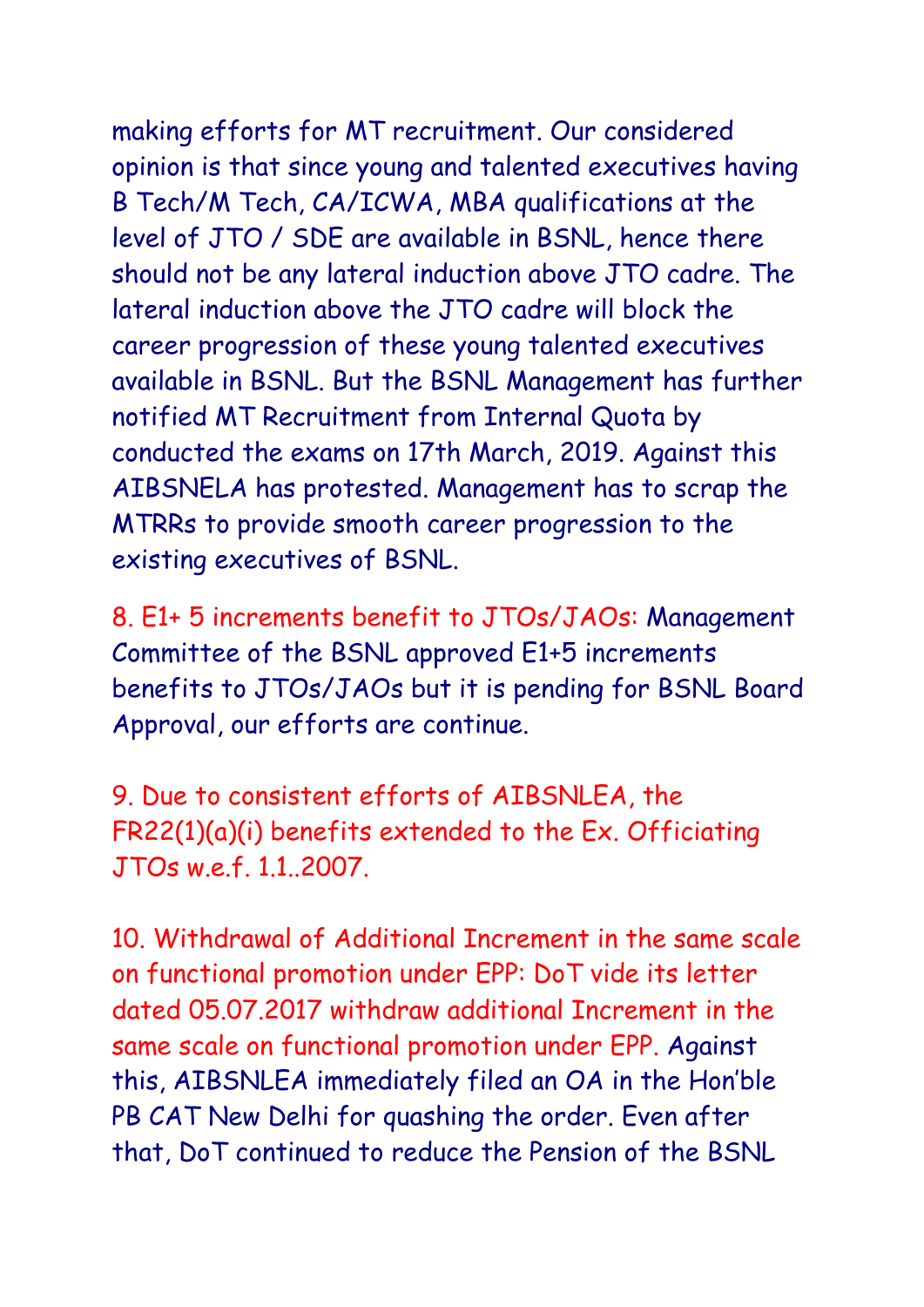making efforts for MT recruitment. Our considered opinion is that since young and talented executives having B Tech/M Tech, CA/ICWA, MBA qualifications at the level of JTO / SDE are available in BSNL, hence there should not be any lateral induction above JTO cadre. The lateral induction above the JTO cadre will block the career progression of these young talented executives available in BSNL. But the BSNL Management has further notified MT Recruitment from Internal Quota by conducted the exams on 17th March, 2019. Against this AIBSNELA has protested. Management has to scrap the MTRRs to provide smooth career progression to the existing executives of BSNL.

8. E1+ 5 increments benefit to JTOs/JAOs: Management Committee of the BSNL approved E1+5 increments benefits to JTOs/JAOs but it is pending for BSNL Board Approval, our efforts are continue.

9. Due to consistent efforts of AIBSNLEA, the FR22(1)(a)(i) benefits extended to the Ex. Officiating JTOs w.e.f. 1.1..2007.

10. Withdrawal of Additional Increment in the same scale on functional promotion under EPP: DoT vide its letter dated 05.07.2017 withdraw additional Increment in the same scale on functional promotion under EPP. Against this, AIBSNLEA immediately filed an OA in the Hon'ble PB CAT New Delhi for quashing the order. Even after that, DoT continued to reduce the Pension of the BSNL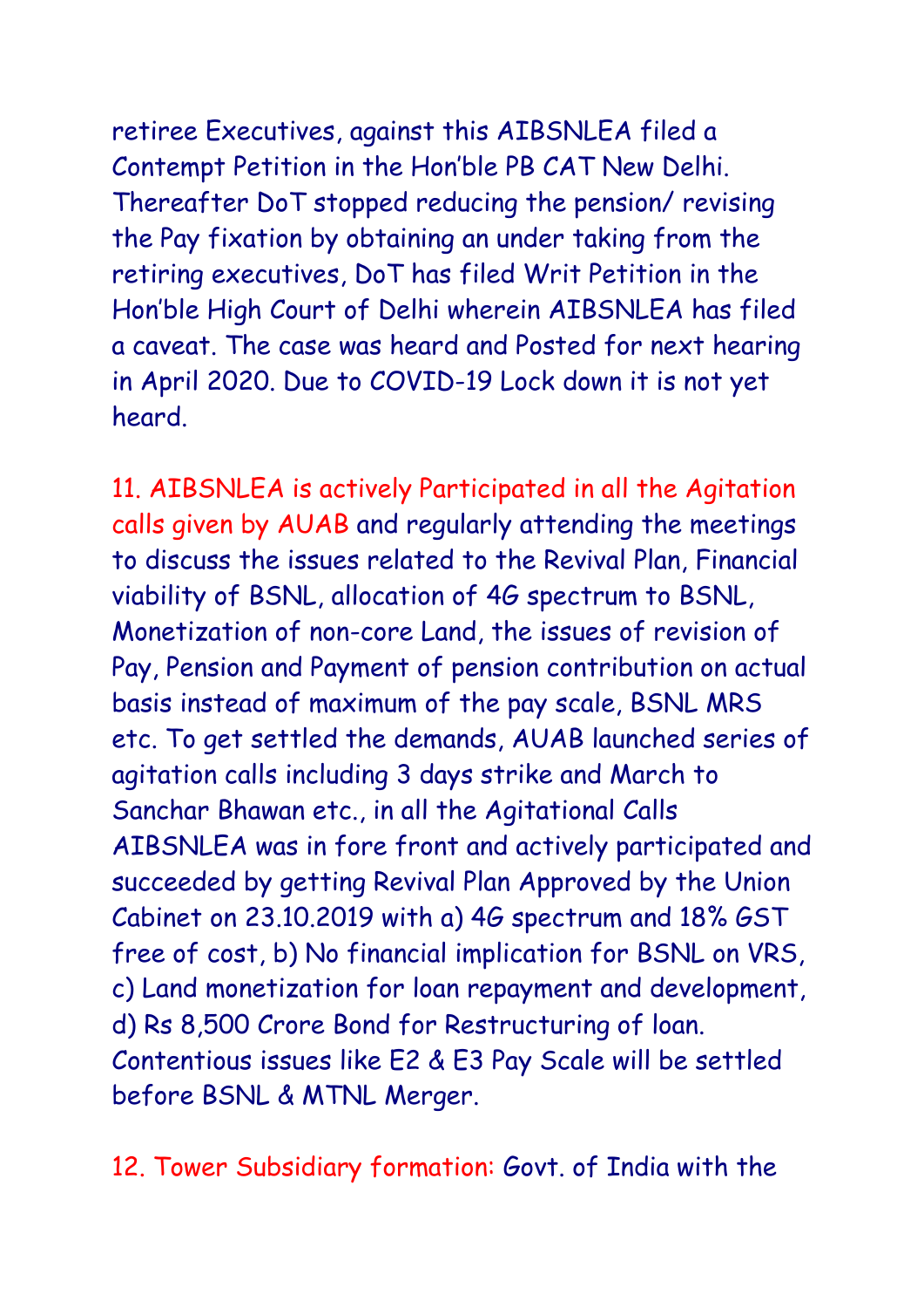retiree Executives, against this AIBSNLEA filed a Contempt Petition in the Hon'ble PB CAT New Delhi. Thereafter DoT stopped reducing the pension/ revising the Pay fixation by obtaining an under taking from the retiring executives, DoT has filed Writ Petition in the Hon'ble High Court of Delhi wherein AIBSNLEA has filed a caveat. The case was heard and Posted for next hearing in April 2020. Due to COVID-19 Lock down it is not yet heard.

11. AIBSNLEA is actively Participated in all the Agitation calls given by AUAB and regularly attending the meetings to discuss the issues related to the Revival Plan, Financial viability of BSNL, allocation of 4G spectrum to BSNL, Monetization of non-core Land, the issues of revision of Pay, Pension and Payment of pension contribution on actual basis instead of maximum of the pay scale, BSNL MRS etc. To get settled the demands, AUAB launched series of agitation calls including 3 days strike and March to Sanchar Bhawan etc., in all the Agitational Calls AIBSNLEA was in fore front and actively participated and succeeded by getting Revival Plan Approved by the Union Cabinet on 23.10.2019 with a) 4G spectrum and 18% GST free of cost, b) No financial implication for BSNL on VRS, c) Land monetization for loan repayment and development, d) Rs 8,500 Crore Bond for Restructuring of loan. Contentious issues like E2 & E3 Pay Scale will be settled before BSNL & MTNL Merger.

12. Tower Subsidiary formation: Govt. of India with the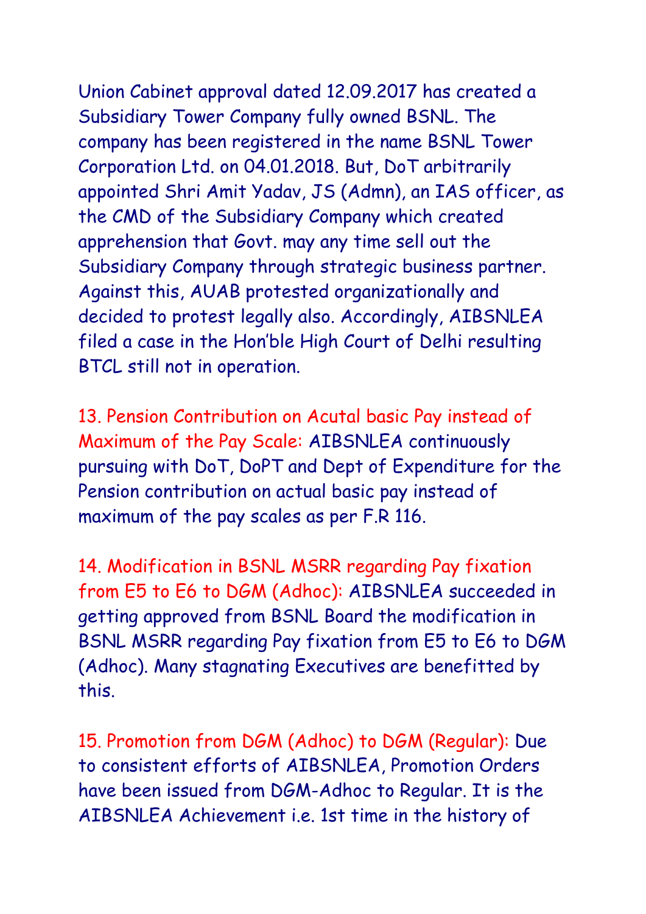Union Cabinet approval dated 12.09.2017 has created a Subsidiary Tower Company fully owned BSNL. The company has been registered in the name BSNL Tower Corporation Ltd. on 04.01.2018. But, DoT arbitrarily appointed Shri Amit Yadav, JS (Admn), an IAS officer, as the CMD of the Subsidiary Company which created apprehension that Govt. may any time sell out the Subsidiary Company through strategic business partner. Against this, AUAB protested organizationally and decided to protest legally also. Accordingly, AIBSNLEA filed a case in the Hon'ble High Court of Delhi resulting BTCL still not in operation.

13. Pension Contribution on Acutal basic Pay instead of Maximum of the Pay Scale: AIBSNLEA continuously pursuing with DoT, DoPT and Dept of Expenditure for the Pension contribution on actual basic pay instead of maximum of the pay scales as per F.R 116.

14. Modification in BSNL MSRR regarding Pay fixation from E5 to E6 to DGM (Adhoc): AIBSNLEA succeeded in getting approved from BSNL Board the modification in BSNL MSRR regarding Pay fixation from E5 to E6 to DGM (Adhoc). Many stagnating Executives are benefitted by this.

15. Promotion from DGM (Adhoc) to DGM (Regular): Due to consistent efforts of AIBSNLEA, Promotion Orders have been issued from DGM-Adhoc to Regular. It is the AIBSNLEA Achievement i.e. 1st time in the history of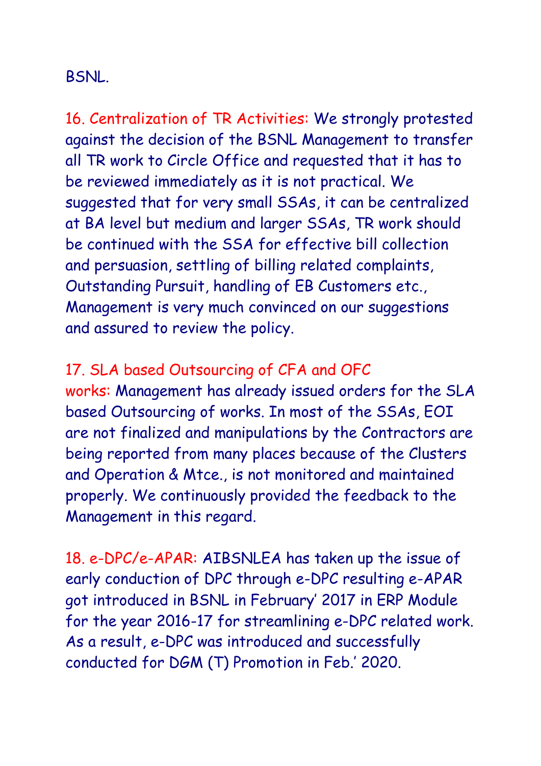BSNL.

16. Centralization of TR Activities: We strongly protested against the decision of the BSNL Management to transfer all TR work to Circle Office and requested that it has to be reviewed immediately as it is not practical. We suggested that for very small SSAs, it can be centralized at BA level but medium and larger SSAs, TR work should be continued with the SSA for effective bill collection and persuasion, settling of billing related complaints, Outstanding Pursuit, handling of EB Customers etc., Management is very much convinced on our suggestions and assured to review the policy.

17. SLA based Outsourcing of CFA and OFC works: Management has already issued orders for the SLA based Outsourcing of works. In most of the SSAs, EOI are not finalized and manipulations by the Contractors are being reported from many places because of the Clusters and Operation & Mtce., is not monitored and maintained properly. We continuously provided the feedback to the Management in this regard.

18. e-DPC/e-APAR: AIBSNLEA has taken up the issue of early conduction of DPC through e-DPC resulting e-APAR got introduced in BSNL in February' 2017 in ERP Module for the year 2016-17 for streamlining e-DPC related work. As a result, e-DPC was introduced and successfully conducted for DGM (T) Promotion in Feb.' 2020.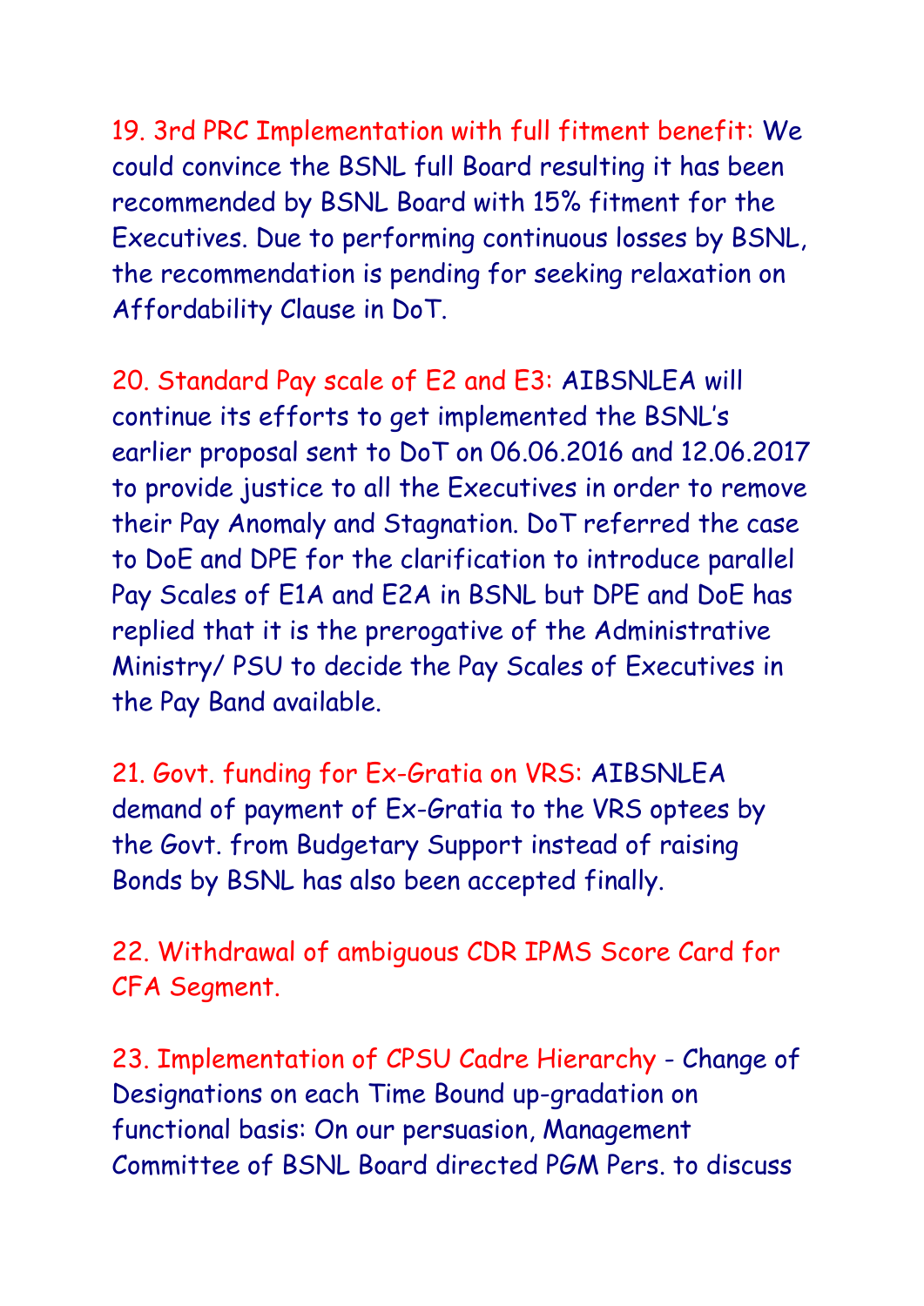19. 3rd PRC Implementation with full fitment benefit: We could convince the BSNL full Board resulting it has been recommended by BSNL Board with 15% fitment for the Executives. Due to performing continuous losses by BSNL, the recommendation is pending for seeking relaxation on Affordability Clause in DoT.

20. Standard Pay scale of E2 and E3: AIBSNLEA will continue its efforts to get implemented the BSNL's earlier proposal sent to DoT on 06.06.2016 and 12.06.2017 to provide justice to all the Executives in order to remove their Pay Anomaly and Stagnation. DoT referred the case to DoE and DPE for the clarification to introduce parallel Pay Scales of E1A and E2A in BSNL but DPE and DoE has replied that it is the prerogative of the Administrative Ministry/ PSU to decide the Pay Scales of Executives in the Pay Band available.

21. Govt. funding for Ex-Gratia on VRS: AIBSNLEA demand of payment of Ex-Gratia to the VRS optees by the Govt. from Budgetary Support instead of raising Bonds by BSNL has also been accepted finally.

22. Withdrawal of ambiguous CDR IPMS Score Card for CFA Segment.

23. Implementation of CPSU Cadre Hierarchy - Change of Designations on each Time Bound up-gradation on functional basis: On our persuasion, Management Committee of BSNL Board directed PGM Pers. to discuss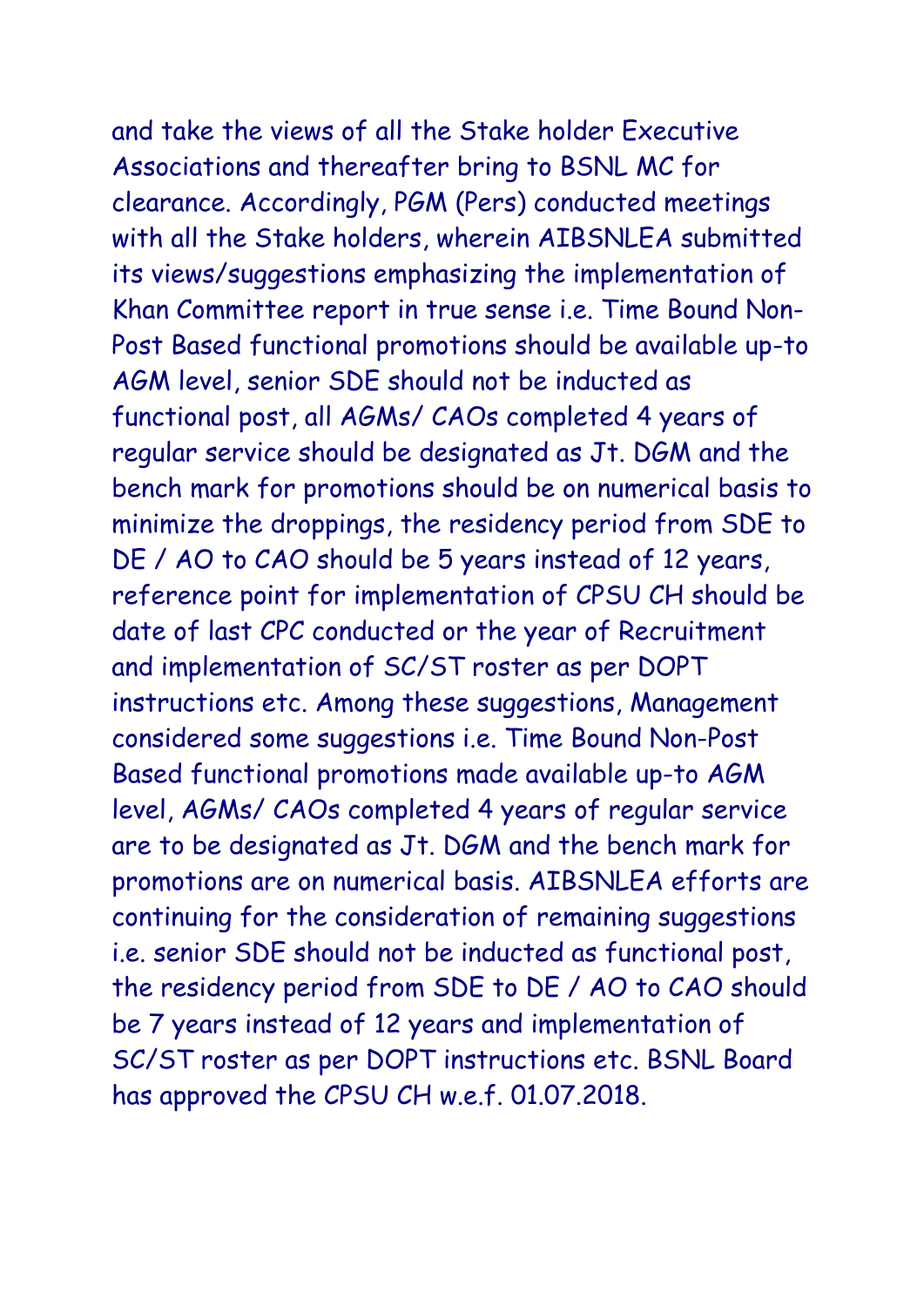and take the views of all the Stake holder Executive Associations and thereafter bring to BSNL MC for clearance. Accordingly, PGM (Pers) conducted meetings with all the Stake holders, wherein AIBSNLEA submitted its views/suggestions emphasizing the implementation of Khan Committee report in true sense i.e. Time Bound Non-Post Based functional promotions should be available up-to AGM level, senior SDE should not be inducted as functional post, all AGMs/ CAOs completed 4 years of regular service should be designated as Jt. DGM and the bench mark for promotions should be on numerical basis to minimize the droppings, the residency period from SDE to DE / AO to CAO should be 5 years instead of 12 years, reference point for implementation of CPSU CH should be date of last CPC conducted or the year of Recruitment and implementation of SC/ST roster as per DOPT instructions etc. Among these suggestions, Management considered some suggestions i.e. Time Bound Non-Post Based functional promotions made available up-to AGM level, AGMs/ CAOs completed 4 years of regular service are to be designated as Jt. DGM and the bench mark for promotions are on numerical basis. AIBSNLEA efforts are continuing for the consideration of remaining suggestions i.e. senior SDE should not be inducted as functional post, the residency period from SDE to DE / AO to CAO should be 7 years instead of 12 years and implementation of SC/ST roster as per DOPT instructions etc. BSNL Board has approved the CPSU CH w.e.f. 01.07.2018.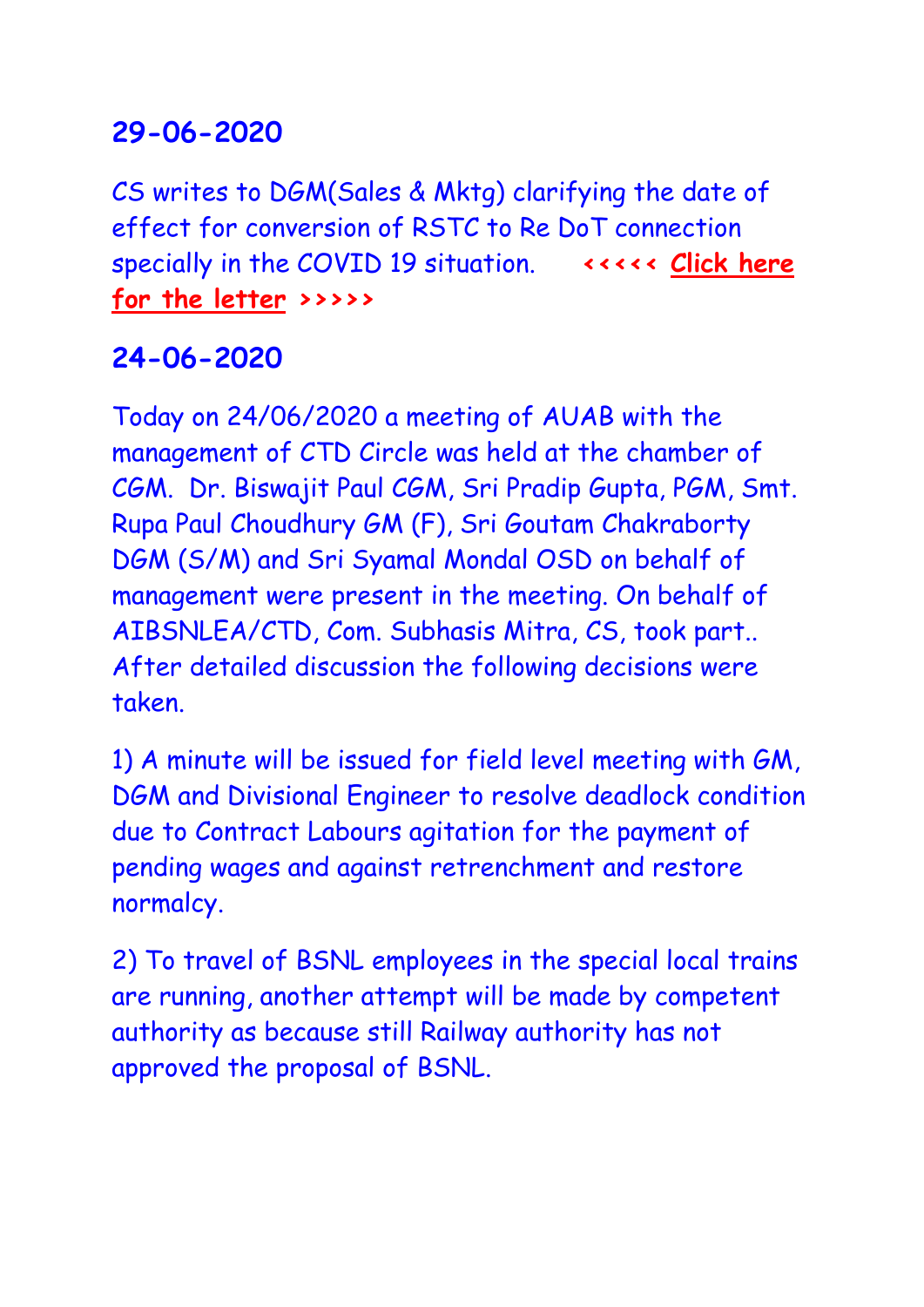## 29-06-2020

CS writes to DGM(Sales & Mktg) clarifying the date of effect for conversion of RSTC to Re DoT connection specially in the COVID 19 situation. **<<<<< Click here for the letter >>>>>**

## 24-06-2020

Today on 24/06/2020 a meeting of AUAB with the management of CTD Circle was held at the chamber of CGM. Dr. Biswajit Paul CGM, Sri Pradip Gupta, PGM, Smt. Rupa Paul Choudhury GM (F), Sri Goutam Chakraborty DGM (S/M) and Sri Syamal Mondal OSD on behalf of management were present in the meeting. On behalf of AIBSNLEA/CTD, Com. Subhasis Mitra, CS, took part.. After detailed discussion the following decisions were taken.

1) A minute will be issued for field level meeting with GM, DGM and Divisional Engineer to resolve deadlock condition due to Contract Labours agitation for the payment of pending wages and against retrenchment and restore normalcy.

2) To travel of BSNL employees in the special local trains are running, another attempt will be made by competent authority as because still Railway authority has not approved the proposal of BSNL.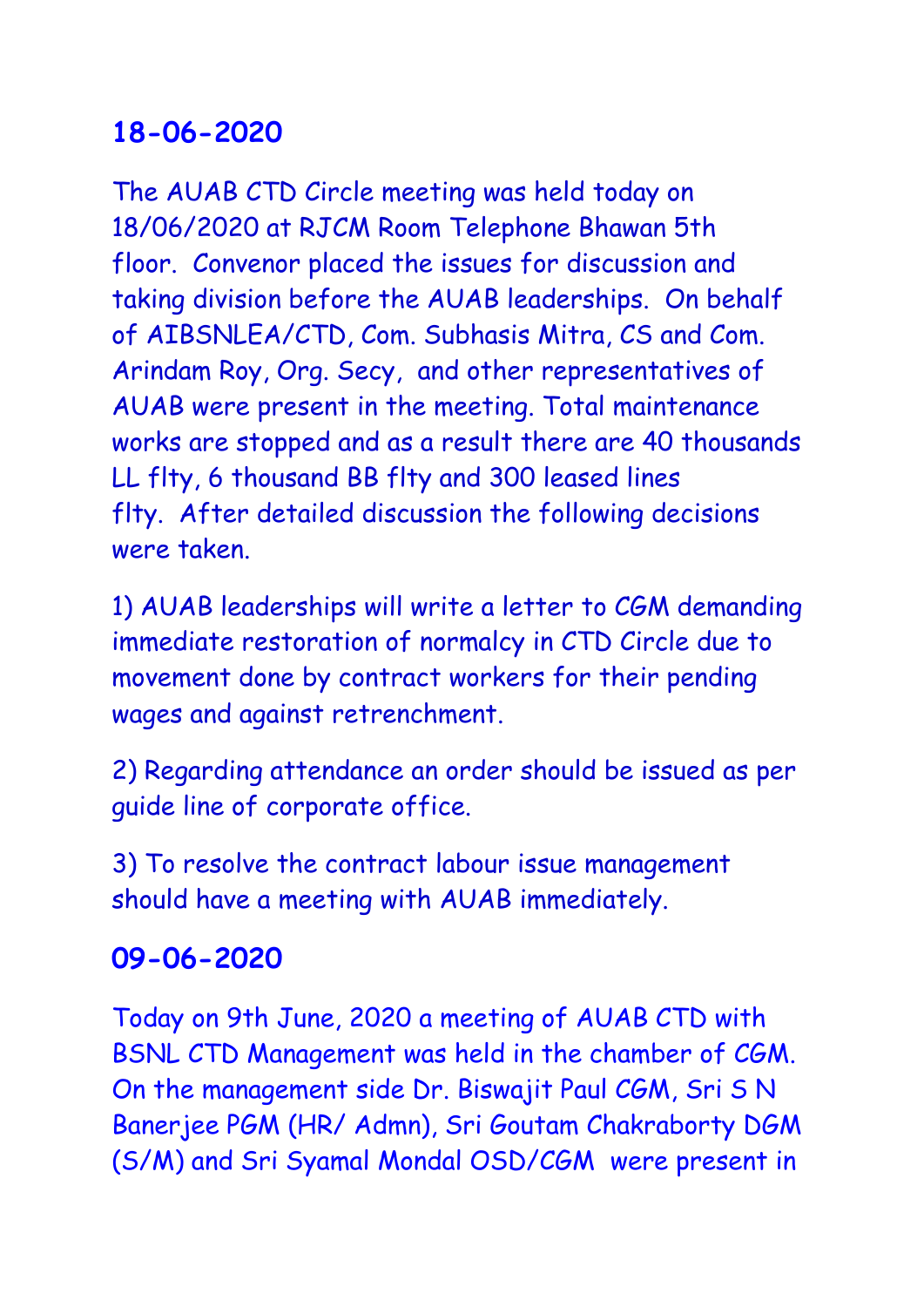## 18-06-2020

The AUAB CTD Circle meeting was held today on 18/06/2020 at RJCM Room Telephone Bhawan 5th floor. Convenor placed the issues for discussion and taking division before the AUAB leaderships. On behalf of AIBSNLEA/CTD, Com. Subhasis Mitra, CS and Com. Arindam Roy, Org. Secy, and other representatives of AUAB were present in the meeting. Total maintenance works are stopped and as a result there are 40 thousands LL flty, 6 thousand BB flty and 300 leased lines flty. After detailed discussion the following decisions were taken.

1) AUAB leaderships will write a letter to CGM demanding immediate restoration of normalcy in CTD Circle due to movement done by contract workers for their pending wages and against retrenchment.

2) Regarding attendance an order should be issued as per guide line of corporate office.

3) To resolve the contract labour issue management should have a meeting with AUAB immediately.

## 09-06-2020

Today on 9th June, 2020 a meeting of AUAB CTD with BSNL CTD Management was held in the chamber of CGM. On the management side Dr. Biswajit Paul CGM, Sri S N Banerjee PGM (HR/ Admn), Sri Goutam Chakraborty DGM (S/M) and Sri Syamal Mondal OSD/CGM were present in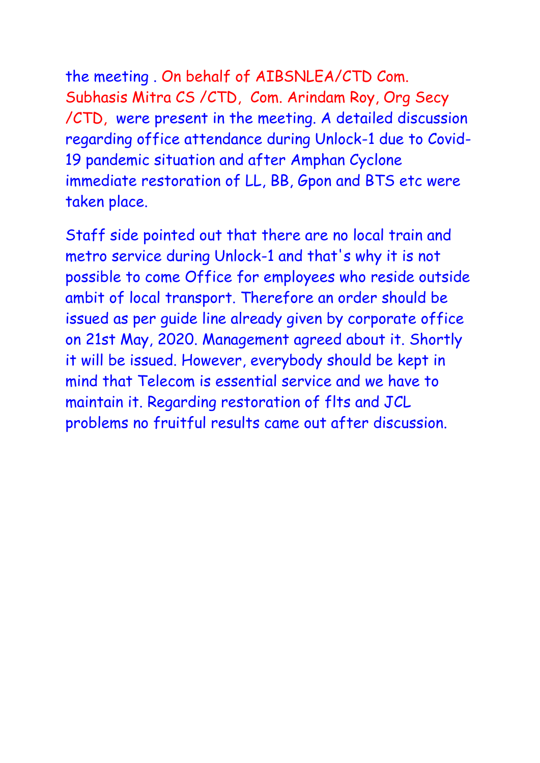the meeting . On behalf of AIBSNLEA/CTD Com. Subhasis Mitra CS /CTD, Com. Arindam Roy, Org Secy /CTD, were present in the meeting. A detailed discussion regarding office attendance during Unlock-1 due to Covid-19 pandemic situation and after Amphan Cyclone immediate restoration of LL, BB, Gpon and BTS etc were taken place.

Staff side pointed out that there are no local train and metro service during Unlock-1 and that's why it is not possible to come Office for employees who reside outside ambit of local transport. Therefore an order should be issued as per guide line already given by corporate office on 21st May, 2020. Management agreed about it. Shortly it will be issued. However, everybody should be kept in mind that Telecom is essential service and we have to maintain it. Regarding restoration of flts and JCL problems no fruitful results came out after discussion.